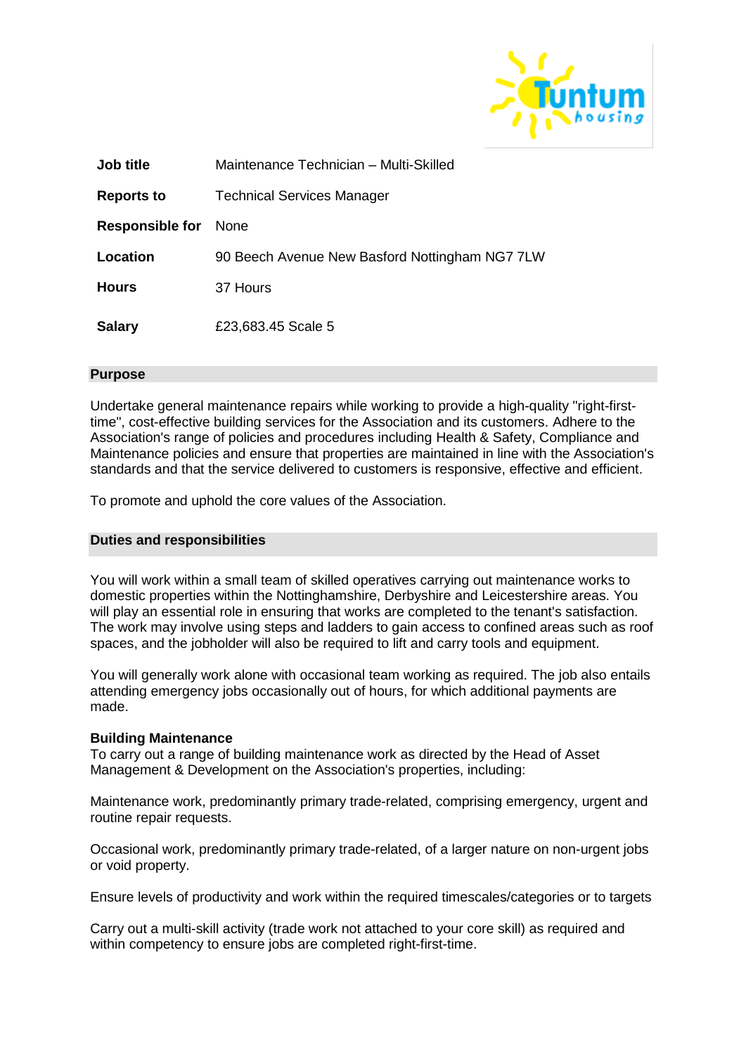| | |
|---|---|
| **Job title** | Maintenance Technician – Multi-Skilled |
| **Reports to** | Technical Services Manager |
| **Responsible for** | None |
| **Location** | 90 Beech Avenue New Basford Nottingham NG7 7LW |
| **Hours** | 37 Hours |
| **Salary** | £23,683.45 Scale 5 |

## Purpose

Undertake general maintenance repairs while working to provide a high-quality "right-first-time", cost-effective building services for the Association and its customers. Adhere to the Association's range of policies and procedures including Health & Safety, Compliance and Maintenance policies and ensure that properties are maintained in line with the Association's standards and that the service delivered to customers is responsive, effective and efficient.

To promote and uphold the core values of the Association.

## Duties and responsibilities

You will work within a small team of skilled operatives carrying out maintenance works to domestic properties within the Nottinghamshire, Derbyshire and Leicestershire areas. You will play an essential role in ensuring that works are completed to the tenant's satisfaction. The work may involve using steps and ladders to gain access to confined areas such as roof spaces, and the jobholder will also be required to lift and carry tools and equipment.

You will generally work alone with occasional team working as required. The job also entails attending emergency jobs occasionally out of hours, for which additional payments are made.

### Building Maintenance

To carry out a range of building maintenance work as directed by the Head of Asset Management & Development on the Association's properties, including:

Maintenance work, predominantly primary trade-related, comprising emergency, urgent and routine repair requests.

Occasional work, predominantly primary trade-related, of a larger nature on non-urgent jobs or void property.

Ensure levels of productivity and work within the required timescales/categories or to targets

Carry out a multi-skill activity (trade work not attached to your core skill) as required and within competency to ensure jobs are completed right-first-time.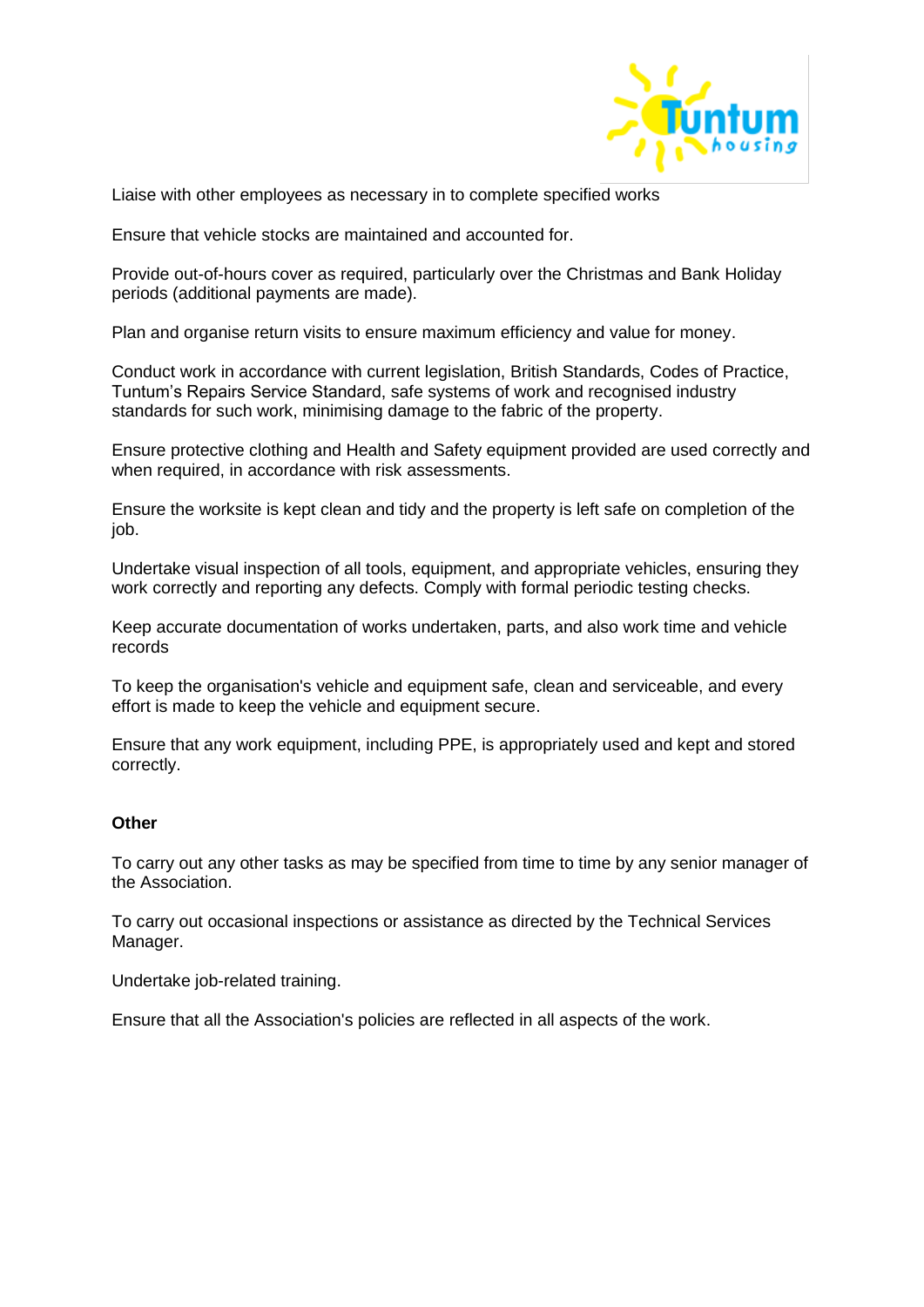Liaise with other employees as necessary in to complete specified works

Ensure that vehicle stocks are maintained and accounted for.

Provide out-of-hours cover as required, particularly over the Christmas and Bank Holiday periods (additional payments are made).

Plan and organise return visits to ensure maximum efficiency and value for money.

Conduct work in accordance with current legislation, British Standards, Codes of Practice, Tuntum's Repairs Service Standard, safe systems of work and recognised industry standards for such work, minimising damage to the fabric of the property.

Ensure protective clothing and Health and Safety equipment provided are used correctly and when required, in accordance with risk assessments.

Ensure the worksite is kept clean and tidy and the property is left safe on completion of the job.

Undertake visual inspection of all tools, equipment, and appropriate vehicles, ensuring they work correctly and reporting any defects. Comply with formal periodic testing checks.

Keep accurate documentation of works undertaken, parts, and also work time and vehicle records

To keep the organisation's vehicle and equipment safe, clean and serviceable, and every effort is made to keep the vehicle and equipment secure.

Ensure that any work equipment, including PPE, is appropriately used and kept and stored correctly.

**Other**

To carry out any other tasks as may be specified from time to time by any senior manager of the Association.

To carry out occasional inspections or assistance as directed by the Technical Services Manager.

Undertake job-related training.

Ensure that all the Association's policies are reflected in all aspects of the work.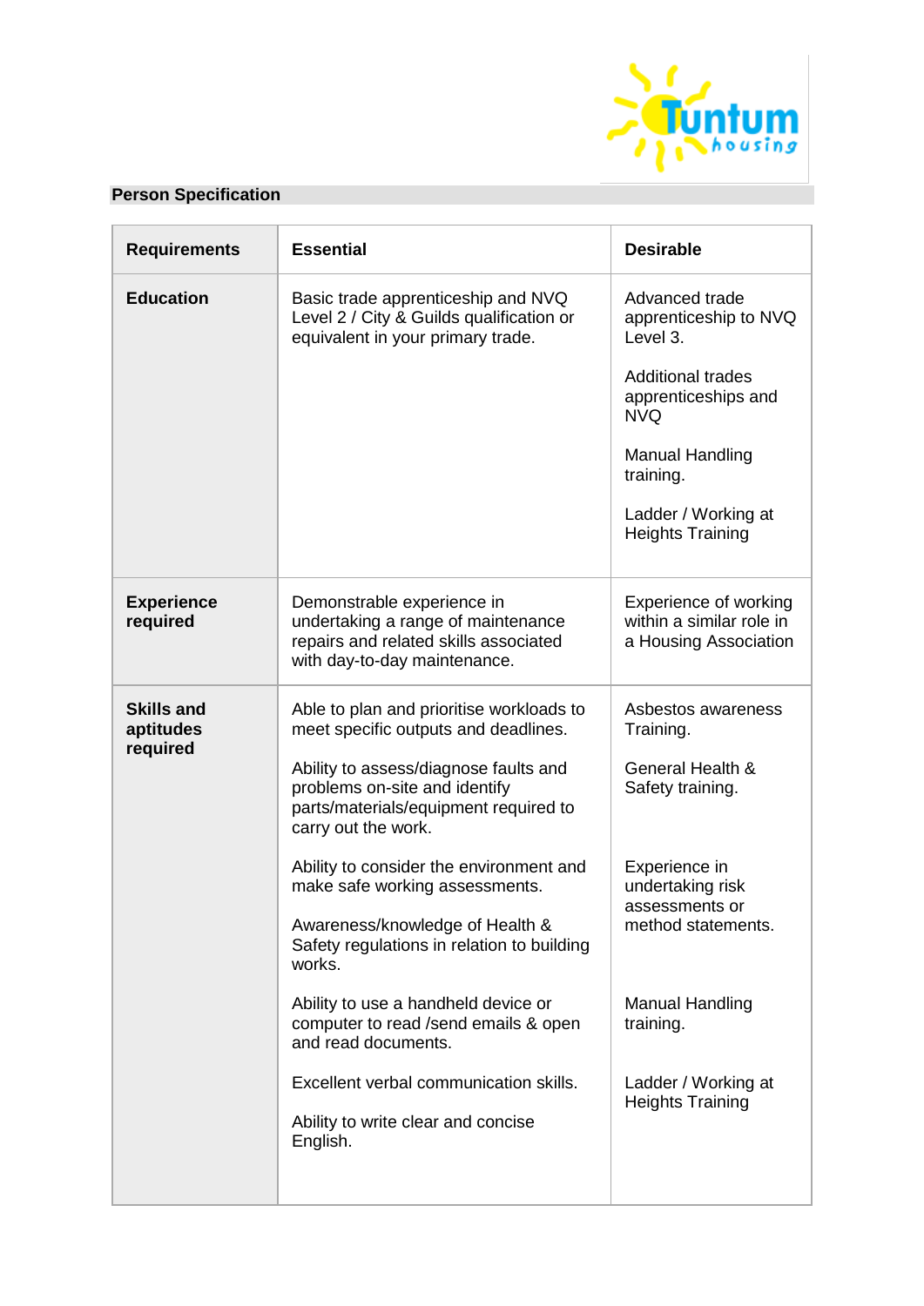## Person Specification

| Requirements | Essential | Desirable |
|---|---|---|
| **Education** | Basic trade apprenticeship and NVQ Level 2 / City & Guilds qualification or equivalent in your primary trade. | Advanced trade apprenticeship to NVQ Level 3.<br><br>Additional trades apprenticeships and NVQ<br><br>Manual Handling training.<br><br>Ladder / Working at Heights Training |
| **Experience required** | Demonstrable experience in undertaking a range of maintenance repairs and related skills associated with day-to-day maintenance. | Experience of working within a similar role in a Housing Association |
| **Skills and aptitudes required** | Able to plan and prioritise workloads to meet specific outputs and deadlines.<br><br>Ability to assess/diagnose faults and problems on-site and identify parts/materials/equipment required to carry out the work.<br><br>Ability to consider the environment and make safe working assessments.<br><br>Awareness/knowledge of Health & Safety regulations in relation to building works.<br><br>Ability to use a handheld device or computer to read /send emails & open and read documents.<br><br>Excellent verbal communication skills.<br><br>Ability to write clear and concise English. | Asbestos awareness Training.<br><br>General Health & Safety training.<br><br>Experience in undertaking risk assessments or method statements.<br><br>Manual Handling training.<br><br>Ladder / Working at Heights Training |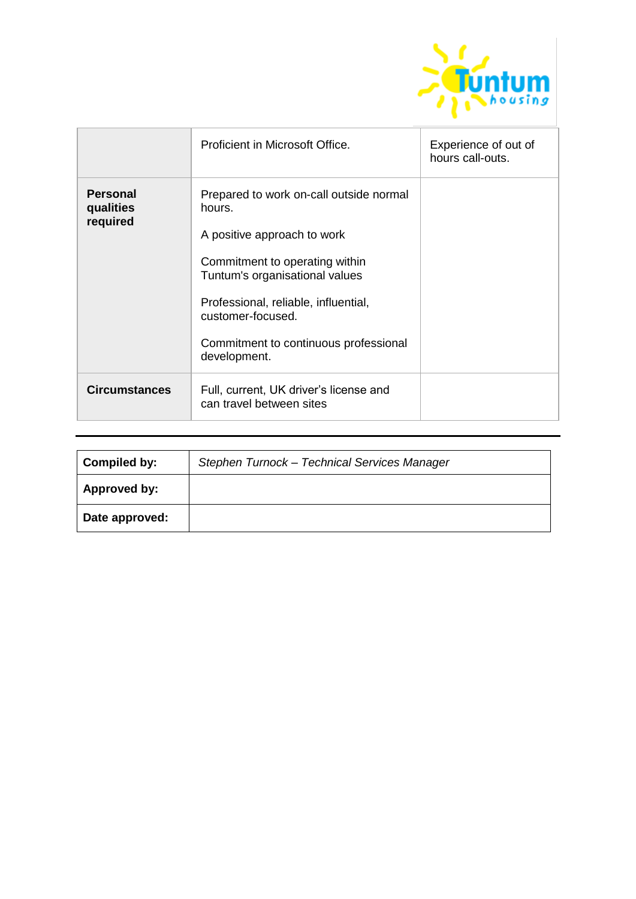| | | |
|---|---|---|
| | Proficient in Microsoft Office. | Experience of out of hours call-outs. |
| **Personal qualities required** | Prepared to work on-call outside normal hours.<br><br>A positive approach to work<br><br>Commitment to operating within Tuntum's organisational values<br><br>Professional, reliable, influential, customer-focused.<br><br>Commitment to continuous professional development. | |
| **Circumstances** | Full, current, UK driver's license and can travel between sites | |

| | |
|---|---|
| **Compiled by:** | *Stephen Turnock – Technical Services Manager* |
| **Approved by:** | |
| **Date approved:** | |